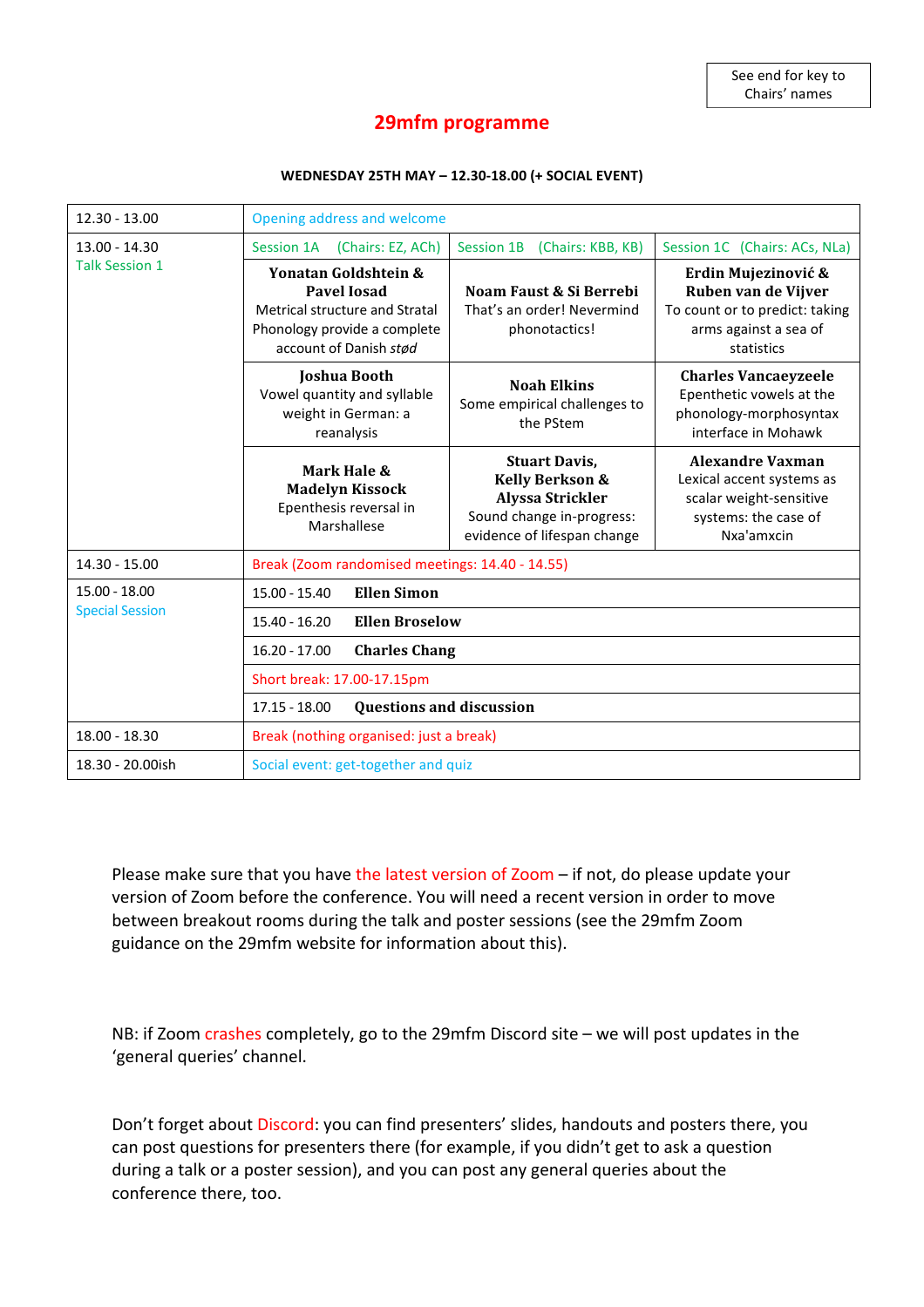See end for key to Chairs' names

# 29mfm programme

**WEDNESDAY 25TH MAY – 12.30-18.00 (+ SOCIAL EVENT)**

| | | | |
|---|---|---|---|
| 12.30 - 13.00 | Opening address and welcome | | |
| 13.00 - 14.30 Talk Session 1 | Session 1A (Chairs: EZ, ACh) | Session 1B (Chairs: KBB, KB) | Session 1C (Chairs: ACs, NLa) |
| | **Yonatan Goldshtein & Pavel Iosad** Metrical structure and Stratal Phonology provide a complete account of Danish *stød* | **Noam Faust & Si Berrebi** That's an order! Nevermind phonotactics! | **Erdin Mujezinović & Ruben van de Vijver** To count or to predict: taking arms against a sea of statistics |
| | **Joshua Booth** Vowel quantity and syllable weight in German: a reanalysis | **Noah Elkins** Some empirical challenges to the PStem | **Charles Vancaeyzeele** Epenthetic vowels at the phonology-morphosyntax interface in Mohawk |
| | **Mark Hale & Madelyn Kissock** Epenthesis reversal in Marshallese | **Stuart Davis, Kelly Berkson & Alyssa Strickler** Sound change in-progress: evidence of lifespan change | **Alexandre Vaxman** Lexical accent systems as scalar weight-sensitive systems: the case of Nxa'amxcin |
| 14.30 - 15.00 | Break (Zoom randomised meetings: 14.40 - 14.55) | | |
| 15.00 - 18.00 Special Session | 15.00 - 15.40 **Ellen Simon** | | |
| | 15.40 - 16.20 **Ellen Broselow** | | |
| | 16.20 - 17.00 **Charles Chang** | | |
| | Short break: 17.00-17.15pm | | |
| | 17.15 - 18.00 **Questions and discussion** | | |
| 18.00 - 18.30 | Break (nothing organised: just a break) | | |
| 18.30 - 20.00ish | Social event: get-together and quiz | | |

Please make sure that you have the latest version of Zoom – if not, do please update your version of Zoom before the conference. You will need a recent version in order to move between breakout rooms during the talk and poster sessions (see the 29mfm Zoom guidance on the 29mfm website for information about this).

NB: if Zoom crashes completely, go to the 29mfm Discord site – we will post updates in the 'general queries' channel.

Don't forget about Discord: you can find presenters' slides, handouts and posters there, you can post questions for presenters there (for example, if you didn't get to ask a question during a talk or a poster session), and you can post any general queries about the conference there, too.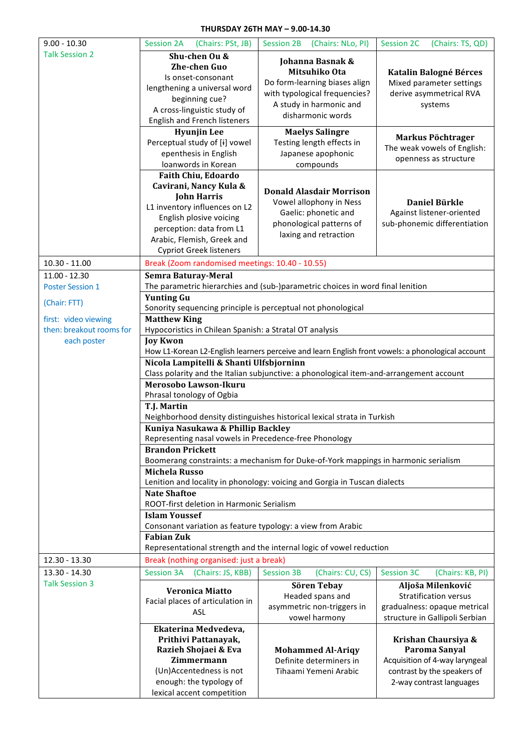**THURSDAY 26TH MAY – 9.00-14.30**

| 9.00 - 10.30 Talk Session 2 | Session 2A (Chairs: PSt, JB) | Session 2B (Chairs: NLo, PI) | Session 2C (Chairs: TS, QD) |
|---|---|---|---|
| | **Shu-chen Ou & Zhe-chen Guo** Is onset-consonant lengthening a universal word beginning cue? A cross-linguistic study of English and French listeners | **Johanna Basnak & Mitsuhiko Ota** Do form-learning biases align with typological frequencies? A study in harmonic and disharmonic words | **Katalin Balogné Bérces** Mixed parameter settings derive asymmetrical RVA systems |
| | **Hyunjin Lee** Perceptual study of [ɨ] vowel epenthesis in English loanwords in Korean | **Maelys Salingre** Testing length effects in Japanese apophonic compounds | **Markus Pöchtrager** The weak vowels of English: openness as structure |
| | **Faith Chiu, Edoardo Cavirani, Nancy Kula & John Harris** L1 inventory influences on L2 English plosive voicing perception: data from L1 Arabic, Flemish, Greek and Cypriot Greek listeners | **Donald Alasdair Morrison** Vowel allophony in Ness Gaelic: phonetic and phonological patterns of laxing and retraction | **Daniel Bürkle** Against listener-oriented sub-phonemic differentiation |
| 10.30 - 11.00 | Break (Zoom randomised meetings: 10.40 - 10.55) | | |
| 11.00 - 12.30 Poster Session 1 (Chair: FTT) first: video viewing then: breakout rooms for each poster | **Semra Baturay-Meral** The parametric hierarchies and (sub-)parametric choices in word final lenition | | |
| | **Yunting Gu** Sonority sequencing principle is perceptual not phonological | | |
| | **Matthew King** Hypocoristics in Chilean Spanish: a Stratal OT analysis | | |
| | **Joy Kwon** How L1-Korean L2-English learners perceive and learn English front vowels: a phonological account | | |
| | **Nicola Lampitelli & Shanti Ulfsbjorninn** Class polarity and the Italian subjunctive: a phonological item-and-arrangement account | | |
| | **Merosobo Lawson-Ikuru** Phrasal tonology of Ogbia | | |
| | **T.J. Martin** Neighborhood density distinguishes historical lexical strata in Turkish | | |
| | **Kuniya Nasukawa & Phillip Backley** Representing nasal vowels in Precedence-free Phonology | | |
| | **Brandon Prickett** Boomerang constraints: a mechanism for Duke-of-York mappings in harmonic serialism | | |
| | **Michela Russo** Lenition and locality in phonology: voicing and Gorgia in Tuscan dialects | | |
| | **Nate Shaftoe** ROOT-first deletion in Harmonic Serialism | | |
| | **Islam Youssef** Consonant variation as feature typology: a view from Arabic | | |
| | **Fabian Zuk** Representational strength and the internal logic of vowel reduction | | |
| 12.30 - 13.30 | Break (nothing organised: just a break) | | |
| 13.30 - 14.30 Talk Session 3 | Session 3A (Chairs: JS, KBB) | Session 3B (Chairs: CU, CS) | Session 3C (Chairs: KB, PI) |
| | **Veronica Miatto** Facial places of articulation in ASL | **Sören Tebay** Headed spans and asymmetric non-triggers in vowel harmony | **Aljoša Milenković** Stratification versus gradualness: opaque metrical structure in Gallipoli Serbian |
| | **Ekaterina Medvedeva, Prithivi Pattanayak, Razieh Shojaei & Eva Zimmermann** (Un)Accentedness is not enough: the typology of lexical accent competition | **Mohammed Al-Ariqy** Definite determiners in Tihaami Yemeni Arabic | **Krishan Chaursiya & Paroma Sanyal** Acquisition of 4-way laryngeal contrast by the speakers of 2-way contrast languages |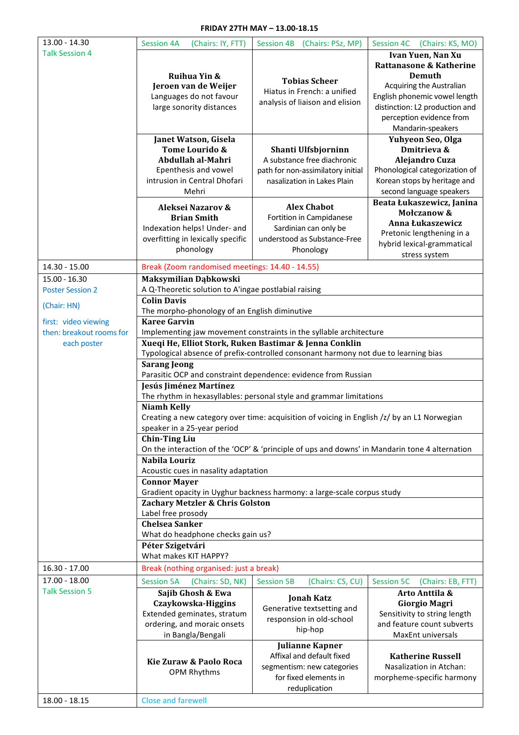**FRIDAY 27TH MAY – 13.00-18.15**

| Time | Session A | Session B | Session C |
|---|---|---|---|
| 13.00 - 14.30<br>Talk Session 4 | Session 4A (Chairs: IY, FTT) | Session 4B (Chairs: PSz, MP) | Session 4C (Chairs: KS, MO) |
| | **Ruihua Yin & Jeroen van de Weijer**<br>Languages do not favour large sonority distances | **Tobias Scheer**<br>Hiatus in French: a unified analysis of liaison and elision | **Ivan Yuen, Nan Xu Rattanasone & Katherine Demuth**<br>Acquiring the Australian English phonemic vowel length distinction: L2 production and perception evidence from Mandarin-speakers |
| | **Janet Watson, Gisela Tome Lourido & Abdullah al-Mahri**<br>Epenthesis and vowel intrusion in Central Dhofari Mehri | **Shanti Ulfsbjorninn**<br>A substance free diachronic path for non-assimilatory initial nasalization in Lakes Plain | **Yuhyeon Seo, Olga Dmitrieva & Alejandro Cuza**<br>Phonological categorization of Korean stops by heritage and second language speakers |
| | **Aleksei Nazarov & Brian Smith**<br>Indexation helps! Under- and overfitting in lexically specific phonology | **Alex Chabot**<br>Fortition in Campidanese Sardinian can only be understood as Substance-Free Phonology | **Beata Łukaszewicz, Janina Mołczanow & Anna Łukaszewicz**<br>Pretonic lengthening in a hybrid lexical-grammatical stress system |
| 14.30 - 15.00 | Break (Zoom randomised meetings: 14.40 - 14.55) | | |
| 15.00 - 16.30<br>Poster Session 2<br>(Chair: HN)<br>first: video viewing then: breakout rooms for each poster | **Maksymilian Dąbkowski**<br>A Q-Theoretic solution to A'ingae postlabial raising | | |
| | **Colin Davis**<br>The morpho-phonology of an English diminutive | | |
| | **Karee Garvin**<br>Implementing jaw movement constraints in the syllable architecture | | |
| | **Xueqi He, Elliot Stork, Ruken Bastimar & Jenna Conklin**<br>Typological absence of prefix-controlled consonant harmony not due to learning bias | | |
| | **Sarang Jeong**<br>Parasitic OCP and constraint dependence: evidence from Russian | | |
| | **Jesús Jiménez Martínez**<br>The rhythm in hexasyllables: personal style and grammar limitations | | |
| | **Niamh Kelly**<br>Creating a new category over time: acquisition of voicing in English /z/ by an L1 Norwegian speaker in a 25-year period | | |
| | **Chin-Ting Liu**<br>On the interaction of the 'OCP' & 'principle of ups and downs' in Mandarin tone 4 alternation | | |
| | **Nabila Louriz**<br>Acoustic cues in nasality adaptation | | |
| | **Connor Mayer**<br>Gradient opacity in Uyghur backness harmony: a large-scale corpus study | | |
| | **Zachary Metzler & Chris Golston**<br>Label free prosody | | |
| | **Chelsea Sanker**<br>What do headphone checks gain us? | | |
| | **Péter Szigetvári**<br>What makes KIT HAPPY? | | |
| 16.30 - 17.00 | Break (nothing organised: just a break) | | |
| 17.00 - 18.00<br>Talk Session 5 | Session 5A (Chairs: SD, NK) | Session 5B (Chairs: CS, CU) | Session 5C (Chairs: EB, FTT) |
| | **Sajib Ghosh & Ewa Czaykowska-Higgins**<br>Extended geminates, stratum ordering, and moraic onsets in Bangla/Bengali | **Jonah Katz**<br>Generative textsetting and responsion in old-school hip-hop | **Arto Anttila & Giorgio Magri**<br>Sensitivity to string length and feature count subverts MaxEnt universals |
| | **Kie Zuraw & Paolo Roca**<br>OPM Rhythms | **Julianne Kapner**<br>Affixal and default fixed segmentism: new categories for fixed elements in reduplication | **Katherine Russell**<br>Nasalization in Atchan: morpheme-specific harmony |
| 18.00 - 18.15 | Close and farewell | | |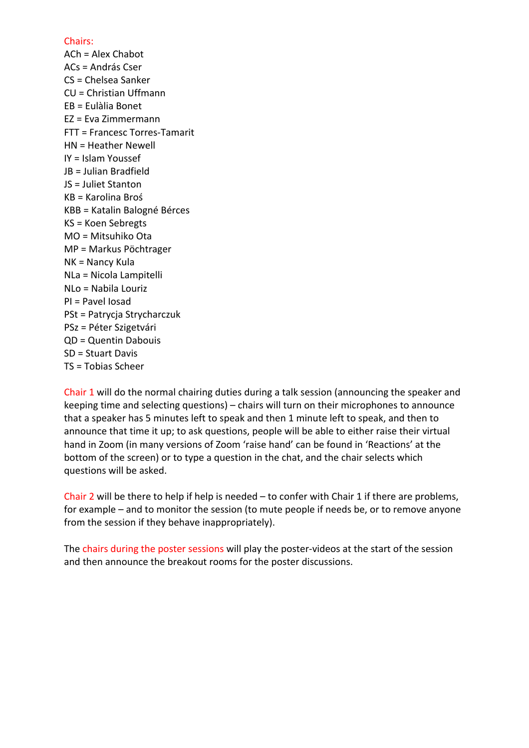Chairs:

ACh = Alex Chabot
ACs = András Cser
CS = Chelsea Sanker
CU = Christian Uffmann
EB = Eulàlia Bonet
EZ = Eva Zimmermann
FTT = Francesc Torres-Tamarit
HN = Heather Newell
IY = Islam Youssef
JB = Julian Bradfield
JS = Juliet Stanton
KB = Karolina Broś
KBB = Katalin Balogné Bérces
KS = Koen Sebregts
MO = Mitsuhiko Ota
MP = Markus Pöchtrager
NK = Nancy Kula
NLa = Nicola Lampitelli
NLo = Nabila Louriz
PI = Pavel Iosad
PSt = Patrycja Strycharczuk
PSz = Péter Szigetvári
QD = Quentin Dabouis
SD = Stuart Davis
TS = Tobias Scheer

Chair 1 will do the normal chairing duties during a talk session (announcing the speaker and keeping time and selecting questions) – chairs will turn on their microphones to announce that a speaker has 5 minutes left to speak and then 1 minute left to speak, and then to announce that time it up; to ask questions, people will be able to either raise their virtual hand in Zoom (in many versions of Zoom 'raise hand' can be found in 'Reactions' at the bottom of the screen) or to type a question in the chat, and the chair selects which questions will be asked.

Chair 2 will be there to help if help is needed – to confer with Chair 1 if there are problems, for example – and to monitor the session (to mute people if needs be, or to remove anyone from the session if they behave inappropriately).

The chairs during the poster sessions will play the poster-videos at the start of the session and then announce the breakout rooms for the poster discussions.